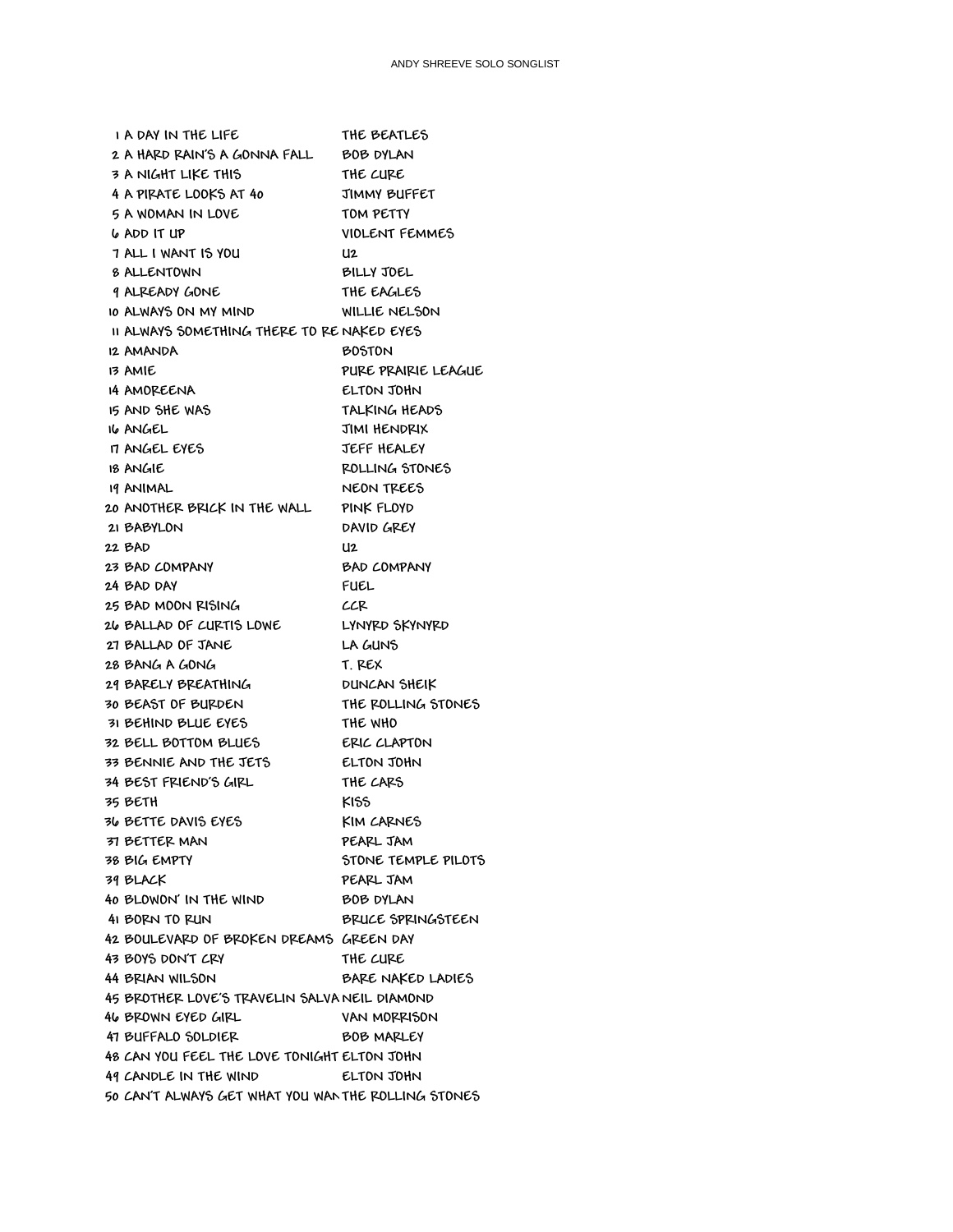# ANDY SHREEVE SOLO SONGLIST

| | | |
|---|---|---|
| 1 | A DAY IN THE LIFE | THE BEATLES |
| 2 | A HARD RAIN'S A GONNA FALL | BOB DYLAN |
| 3 | A NIGHT LIKE THIS | THE CURE |
| 4 | A PIRATE LOOKS AT 40 | JIMMY BUFFET |
| 5 | A WOMAN IN LOVE | TOM PETTY |
| 6 | ADD IT UP | VIOLENT FEMMES |
| 7 | ALL I WANT IS YOU | U2 |
| 8 | ALLENTOWN | BILLY JOEL |
| 9 | ALREADY GONE | THE EAGLES |
| 10 | ALWAYS ON MY MIND | WILLIE NELSON |
| 11 | ALWAYS SOMETHING THERE TO RE | NAKED EYES |
| 12 | AMANDA | BOSTON |
| 13 | AMIE | PURE PRAIRIE LEAGUE |
| 14 | AMOREENA | ELTON JOHN |
| 15 | AND SHE WAS | TALKING HEADS |
| 16 | ANGEL | JIMI HENDRIX |
| 17 | ANGEL EYES | JEFF HEALEY |
| 18 | ANGIE | ROLLING STONES |
| 19 | ANIMAL | NEON TREES |
| 20 | ANOTHER BRICK IN THE WALL | PINK FLOYD |
| 21 | BABYLON | DAVID GREY |
| 22 | BAD | U2 |
| 23 | BAD COMPANY | BAD COMPANY |
| 24 | BAD DAY | FUEL |
| 25 | BAD MOON RISING | CCR |
| 26 | BALLAD OF CURTIS LOWE | LYNYRD SKYNYRD |
| 27 | BALLAD OF JANE | LA GUNS |
| 28 | BANG A GONG | T. REX |
| 29 | BARELY BREATHING | DUNCAN SHEIK |
| 30 | BEAST OF BURDEN | THE ROLLING STONES |
| 31 | BEHIND BLUE EYES | THE WHO |
| 32 | BELL BOTTOM BLUES | ERIC CLAPTON |
| 33 | BENNIE AND THE JETS | ELTON JOHN |
| 34 | BEST FRIEND'S GIRL | THE CARS |
| 35 | BETH | KISS |
| 36 | BETTE DAVIS EYES | KIM CARNES |
| 37 | BETTER MAN | PEARL JAM |
| 38 | BIG EMPTY | STONE TEMPLE PILOTS |
| 39 | BLACK | PEARL JAM |
| 40 | BLOWON' IN THE WIND | BOB DYLAN |
| 41 | BORN TO RUN | BRUCE SPRINGSTEEN |
| 42 | BOULEVARD OF BROKEN DREAMS | GREEN DAY |
| 43 | BOYS DON'T CRY | THE CURE |
| 44 | BRIAN WILSON | BARE NAKED LADIES |
| 45 | BROTHER LOVE'S TRAVELIN SALVA | NEIL DIAMOND |
| 46 | BROWN EYED GIRL | VAN MORRISON |
| 47 | BUFFALO SOLDIER | BOB MARLEY |
| 48 | CAN YOU FEEL THE LOVE TONIGHT | ELTON JOHN |
| 49 | CANDLE IN THE WIND | ELTON JOHN |
| 50 | CAN'T ALWAYS GET WHAT YOU WAN | THE ROLLING STONES |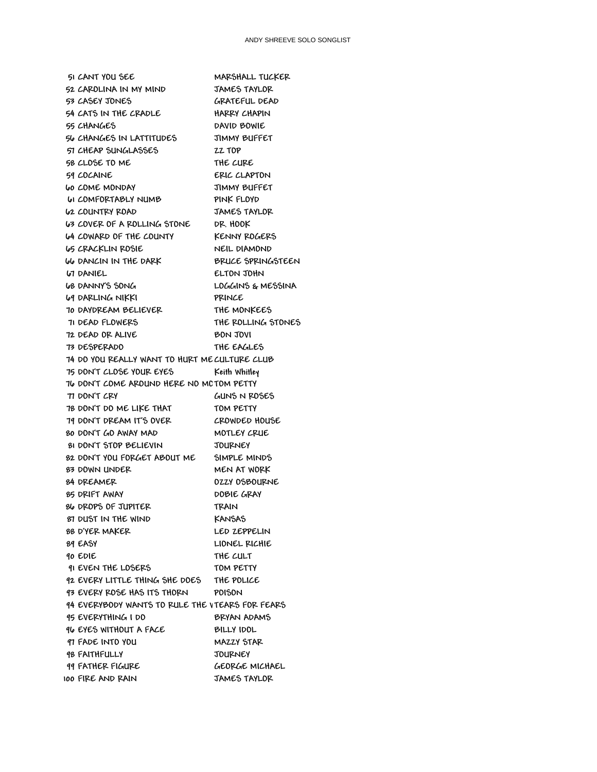ANDY SHREEVE SOLO SONGLIST

| | | |
|---|---|---|
| 51 | CANT YOU SEE | MARSHALL TUCKER |
| 52 | CAROLINA IN MY MIND | JAMES TAYLOR |
| 53 | CASEY JONES | GRATEFUL DEAD |
| 54 | CATS IN THE CRADLE | HARRY CHAPIN |
| 55 | CHANGES | DAVID BOWIE |
| 56 | CHANGES IN LATTITUDES | JIMMY BUFFET |
| 57 | CHEAP SUNGLASSES | ZZ TOP |
| 58 | CLOSE TO ME | THE CURE |
| 59 | COCAINE | ERIC CLAPTON |
| 60 | COME MONDAY | JIMMY BUFFET |
| 61 | COMFORTABLY NUMB | PINK FLOYD |
| 62 | COUNTRY ROAD | JAMES TAYLOR |
| 63 | COVER OF A ROLLING STONE | DR. HOOK |
| 64 | COWARD OF THE COUNTY | KENNY ROGERS |
| 65 | CRACKLIN ROSIE | NEIL DIAMOND |
| 66 | DANCIN IN THE DARK | BRUCE SPRINGSTEEN |
| 67 | DANIEL | ELTON JOHN |
| 68 | DANNY'S SONG | LOGGINS & MESSINA |
| 69 | DARLING NIKKI | PRINCE |
| 70 | DAYDREAM BELIEVER | THE MONKEES |
| 71 | DEAD FLOWERS | THE ROLLING STONES |
| 72 | DEAD OR ALIVE | BON JOVI |
| 73 | DESPERADO | THE EAGLES |
| 74 | DO YOU REALLY WANT TO HURT ME | CULTURE CLUB |
| 75 | DON'T CLOSE YOUR EYES | Keith Whitley |
| 76 | DON'T COME AROUND HERE NO MC | TOM PETTY |
| 77 | DON'T CRY | GUNS N ROSES |
| 78 | DON'T DO ME LIKE THAT | TOM PETTY |
| 79 | DON'T DREAM IT'S OVER | CROWDED HOUSE |
| 80 | DON'T GO AWAY MAD | MOTLEY CRUE |
| 81 | DON'T STOP BELIEVIN | JOURNEY |
| 82 | DON'T YOU FORGET ABOUT ME | SIMPLE MINDS |
| 83 | DOWN UNDER | MEN AT WORK |
| 84 | DREAMER | OZZY OSBOURNE |
| 85 | DRIFT AWAY | DOBIE GRAY |
| 86 | DROPS OF JUPITER | TRAIN |
| 87 | DUST IN THE WIND | KANSAS |
| 88 | D'YER MAKER | LED ZEPPELIN |
| 89 | EASY | LIONEL RICHIE |
| 90 | EDIE | THE CULT |
| 91 | EVEN THE LOSERS | TOM PETTY |
| 92 | EVERY LITTLE THING SHE DOES | THE POLICE |
| 93 | EVERY ROSE HAS ITS THORN | POISON |
| 94 | EVERYBODY WANTS TO RULE THE V | TEARS FOR FEARS |
| 95 | EVERYTHING I DO | BRYAN ADAMS |
| 96 | EYES WITHOUT A FACE | BILLY IDOL |
| 97 | FADE INTO YOU | MAZZY STAR |
| 98 | FAITHFULLY | JOURNEY |
| 99 | FATHER FIGURE | GEORGE MICHAEL |
| 100 | FIRE AND RAIN | JAMES TAYLOR |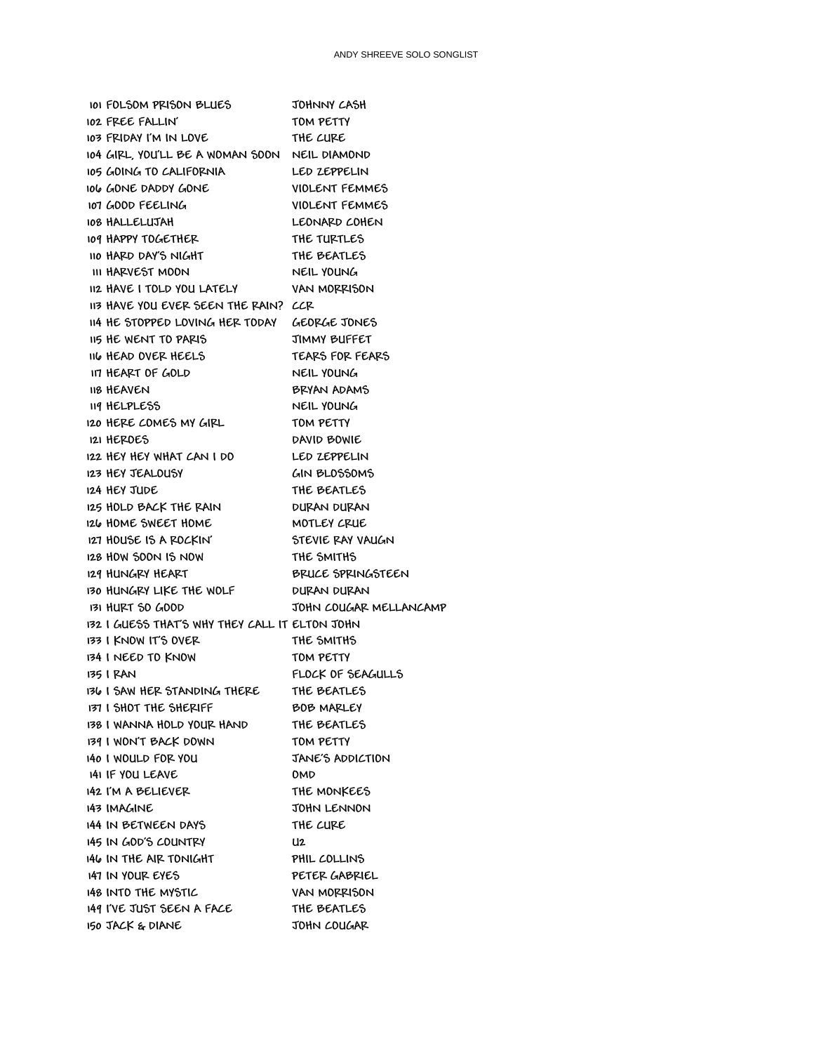| | | |
|---|---|---|
| 101 | FOLSOM PRISON BLUES | JOHNNY CASH |
| 102 | FREE FALLIN' | TOM PETTY |
| 103 | FRIDAY I'M IN LOVE | THE CURE |
| 104 | GIRL, YOU'LL BE A WOMAN SOON | NEIL DIAMOND |
| 105 | GOING TO CALIFORNIA | LED ZEPPELIN |
| 106 | GONE DADDY GONE | VIOLENT FEMMES |
| 107 | GOOD FEELING | VIOLENT FEMMES |
| 108 | HALLELUJAH | LEONARD COHEN |
| 109 | HAPPY TOGETHER | THE TURTLES |
| 110 | HARD DAY'S NIGHT | THE BEATLES |
| 111 | HARVEST MOON | NEIL YOUNG |
| 112 | HAVE I TOLD YOU LATELY | VAN MORRISON |
| 113 | HAVE YOU EVER SEEN THE RAIN? | CCR |
| 114 | HE STOPPED LOVING HER TODAY | GEORGE JONES |
| 115 | HE WENT TO PARIS | JIMMY BUFFET |
| 116 | HEAD OVER HEELS | TEARS FOR FEARS |
| 117 | HEART OF GOLD | NEIL YOUNG |
| 118 | HEAVEN | BRYAN ADAMS |
| 119 | HELPLESS | NEIL YOUNG |
| 120 | HERE COMES MY GIRL | TOM PETTY |
| 121 | HEROES | DAVID BOWIE |
| 122 | HEY HEY WHAT CAN I DO | LED ZEPPELIN |
| 123 | HEY JEALOUSY | GIN BLOSSOMS |
| 124 | HEY JUDE | THE BEATLES |
| 125 | HOLD BACK THE RAIN | DURAN DURAN |
| 126 | HOME SWEET HOME | MOTLEY CRUE |
| 127 | HOUSE IS A ROCKIN' | STEVIE RAY VAUGN |
| 128 | HOW SOON IS NOW | THE SMITHS |
| 129 | HUNGRY HEART | BRUCE SPRINGSTEEN |
| 130 | HUNGRY LIKE THE WOLF | DURAN DURAN |
| 131 | HURT SO GOOD | JOHN COUGAR MELLANCAMP |
| 132 | I GUESS THAT'S WHY THEY CALL IT | ELTON JOHN |
| 133 | I KNOW IT'S OVER | THE SMITHS |
| 134 | I NEED TO KNOW | TOM PETTY |
| 135 | I RAN | FLOCK OF SEAGULLS |
| 136 | I SAW HER STANDING THERE | THE BEATLES |
| 137 | I SHOT THE SHERIFF | BOB MARLEY |
| 138 | I WANNA HOLD YOUR HAND | THE BEATLES |
| 139 | I WON'T BACK DOWN | TOM PETTY |
| 140 | I WOULD FOR YOU | JANE'S ADDICTION |
| 141 | IF YOU LEAVE | OMD |
| 142 | I'M A BELIEVER | THE MONKEES |
| 143 | IMAGINE | JOHN LENNON |
| 144 | IN BETWEEN DAYS | THE CURE |
| 145 | IN GOD'S COUNTRY | U2 |
| 146 | IN THE AIR TONIGHT | PHIL COLLINS |
| 147 | IN YOUR EYES | PETER GABRIEL |
| 148 | INTO THE MYSTIC | VAN MORRISON |
| 149 | I'VE JUST SEEN A FACE | THE BEATLES |
| 150 | JACK & DIANE | JOHN COUGAR |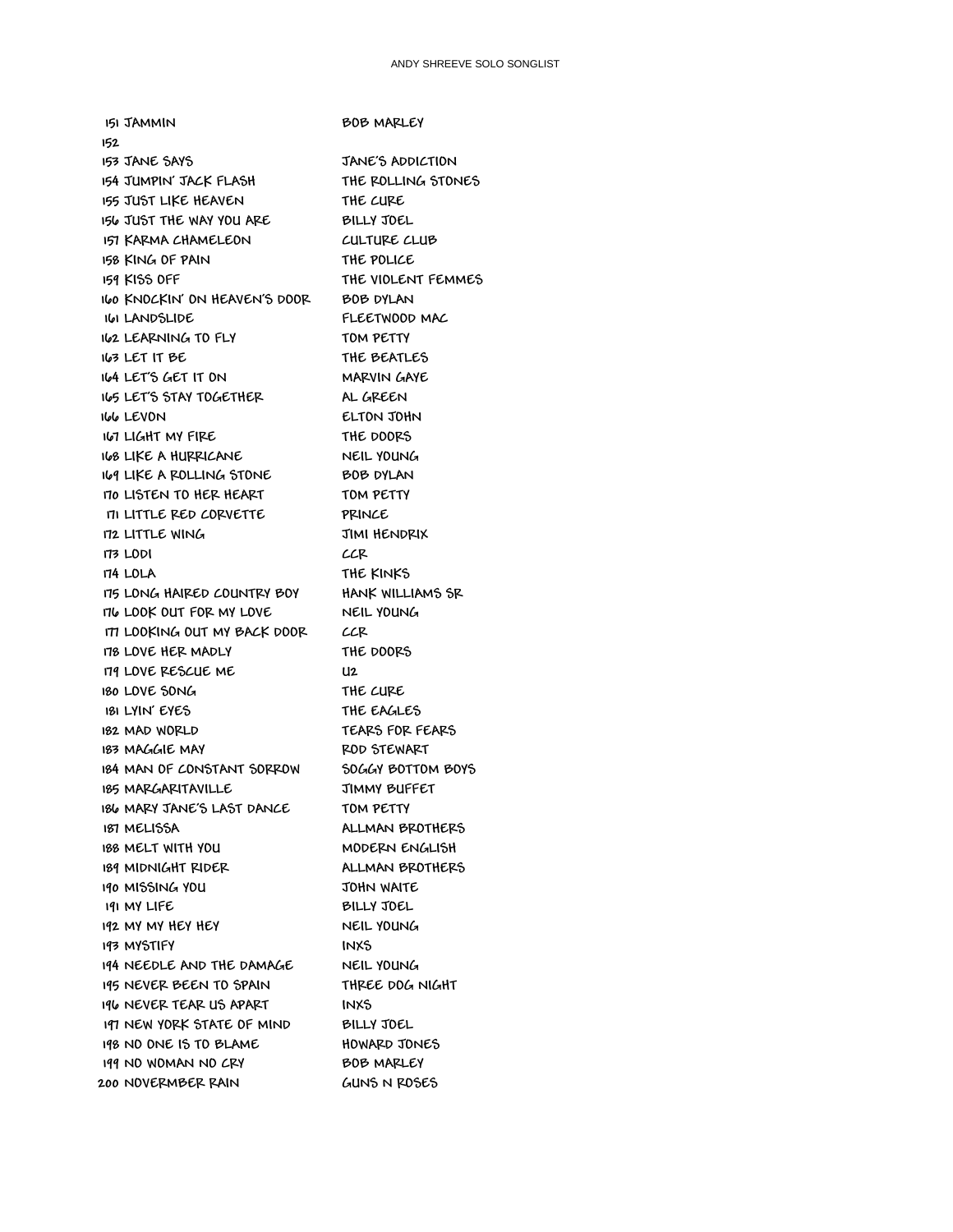| | | |
|---|---|---|
| 151 | JAMMIN | BOB MARLEY |
| 152 | | |
| 153 | JANE SAYS | JANE'S ADDICTION |
| 154 | JUMPIN' JACK FLASH | THE ROLLING STONES |
| 155 | JUST LIKE HEAVEN | THE CURE |
| 156 | JUST THE WAY YOU ARE | BILLY JOEL |
| 157 | KARMA CHAMELEON | CULTURE CLUB |
| 158 | KING OF PAIN | THE POLICE |
| 159 | KISS OFF | THE VIOLENT FEMMES |
| 160 | KNOCKIN' ON HEAVEN'S DOOR | BOB DYLAN |
| 161 | LANDSLIDE | FLEETWOOD MAC |
| 162 | LEARNING TO FLY | TOM PETTY |
| 163 | LET IT BE | THE BEATLES |
| 164 | LET'S GET IT ON | MARVIN GAYE |
| 165 | LET'S STAY TOGETHER | AL GREEN |
| 166 | LEVON | ELTON JOHN |
| 167 | LIGHT MY FIRE | THE DOORS |
| 168 | LIKE A HURRICANE | NEIL YOUNG |
| 169 | LIKE A ROLLING STONE | BOB DYLAN |
| 170 | LISTEN TO HER HEART | TOM PETTY |
| 171 | LITTLE RED CORVETTE | PRINCE |
| 172 | LITTLE WING | JIMI HENDRIX |
| 173 | LODI | CCR |
| 174 | LOLA | THE KINKS |
| 175 | LONG HAIRED COUNTRY BOY | HANK WILLIAMS SR |
| 176 | LOOK OUT FOR MY LOVE | NEIL YOUNG |
| 177 | LOOKING OUT MY BACK DOOR | CCR |
| 178 | LOVE HER MADLY | THE DOORS |
| 179 | LOVE RESCUE ME | U2 |
| 180 | LOVE SONG | THE CURE |
| 181 | LYIN' EYES | THE EAGLES |
| 182 | MAD WORLD | TEARS FOR FEARS |
| 183 | MAGGIE MAY | ROD STEWART |
| 184 | MAN OF CONSTANT SORROW | SOGGY BOTTOM BOYS |
| 185 | MARGARITAVILLE | JIMMY BUFFET |
| 186 | MARY JANE'S LAST DANCE | TOM PETTY |
| 187 | MELISSA | ALLMAN BROTHERS |
| 188 | MELT WITH YOU | MODERN ENGLISH |
| 189 | MIDNIGHT RIDER | ALLMAN BROTHERS |
| 190 | MISSING YOU | JOHN WAITE |
| 191 | MY LIFE | BILLY JOEL |
| 192 | MY MY HEY HEY | NEIL YOUNG |
| 193 | MYSTIFY | INXS |
| 194 | NEEDLE AND THE DAMAGE | NEIL YOUNG |
| 195 | NEVER BEEN TO SPAIN | THREE DOG NIGHT |
| 196 | NEVER TEAR US APART | INXS |
| 197 | NEW YORK STATE OF MIND | BILLY JOEL |
| 198 | NO ONE IS TO BLAME | HOWARD JONES |
| 199 | NO WOMAN NO CRY | BOB MARLEY |
| 200 | NOVERMBER RAIN | GUNS N ROSES |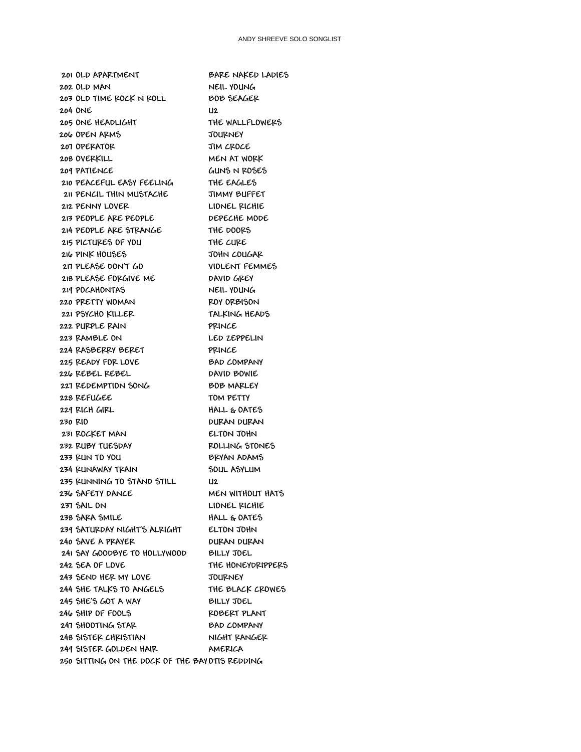| | | |
|---|---|---|
| 201 | OLD APARTMENT | BARE NAKED LADIES |
| 202 | OLD MAN | NEIL YOUNG |
| 203 | OLD TIME ROCK N ROLL | BOB SEAGER |
| 204 | ONE | U2 |
| 205 | ONE HEADLIGHT | THE WALLFLOWERS |
| 206 | OPEN ARMS | JOURNEY |
| 207 | OPERATOR | JIM CROCE |
| 208 | OVERKILL | MEN AT WORK |
| 209 | PATIENCE | GUNS N ROSES |
| 210 | PEACEFUL EASY FEELING | THE EAGLES |
| 211 | PENCIL THIN MUSTACHE | JIMMY BUFFET |
| 212 | PENNY LOVER | LIONEL RICHIE |
| 213 | PEOPLE ARE PEOPLE | DEPECHE MODE |
| 214 | PEOPLE ARE STRANGE | THE DOORS |
| 215 | PICTURES OF YOU | THE CURE |
| 216 | PINK HOUSES | JOHN COUGAR |
| 217 | PLEASE DON'T GO | VIOLENT FEMMES |
| 218 | PLEASE FORGIVE ME | DAVID GREY |
| 219 | POCAHONTAS | NEIL YOUNG |
| 220 | PRETTY WOMAN | ROY ORBISON |
| 221 | PSYCHO KILLER | TALKING HEADS |
| 222 | PURPLE RAIN | PRINCE |
| 223 | RAMBLE ON | LED ZEPPELIN |
| 224 | RASBERRY BERET | PRINCE |
| 225 | READY FOR LOVE | BAD COMPANY |
| 226 | REBEL REBEL | DAVID BOWIE |
| 227 | REDEMPTION SONG | BOB MARLEY |
| 228 | REFUGEE | TOM PETTY |
| 229 | RICH GIRL | HALL & OATES |
| 230 | RIO | DURAN DURAN |
| 231 | ROCKET MAN | ELTON JOHN |
| 232 | RUBY TUESDAY | ROLLING STONES |
| 233 | RUN TO YOU | BRYAN ADAMS |
| 234 | RUNAWAY TRAIN | SOUL ASYLUM |
| 235 | RUNNING TO STAND STILL | U2 |
| 236 | SAFETY DANCE | MEN WITHOUT HATS |
| 237 | SAIL ON | LIONEL RICHIE |
| 238 | SARA SMILE | HALL & OATES |
| 239 | SATURDAY NIGHT'S ALRIGHT | ELTON JOHN |
| 240 | SAVE A PRAYER | DURAN DURAN |
| 241 | SAY GOODBYE TO HOLLYWOOD | BILLY JOEL |
| 242 | SEA OF LOVE | THE HONEYDRIPPERS |
| 243 | SEND HER MY LOVE | JOURNEY |
| 244 | SHE TALKS TO ANGELS | THE BLACK CROWES |
| 245 | SHE'S GOT A WAY | BILLY JOEL |
| 246 | SHIP OF FOOLS | ROBERT PLANT |
| 247 | SHOOTING STAR | BAD COMPANY |
| 248 | SISTER CHRISTIAN | NIGHT RANGER |
| 249 | SISTER GOLDEN HAIR | AMERICA |
| 250 | SITTING ON THE DOCK OF THE BAY | OTIS REDDING |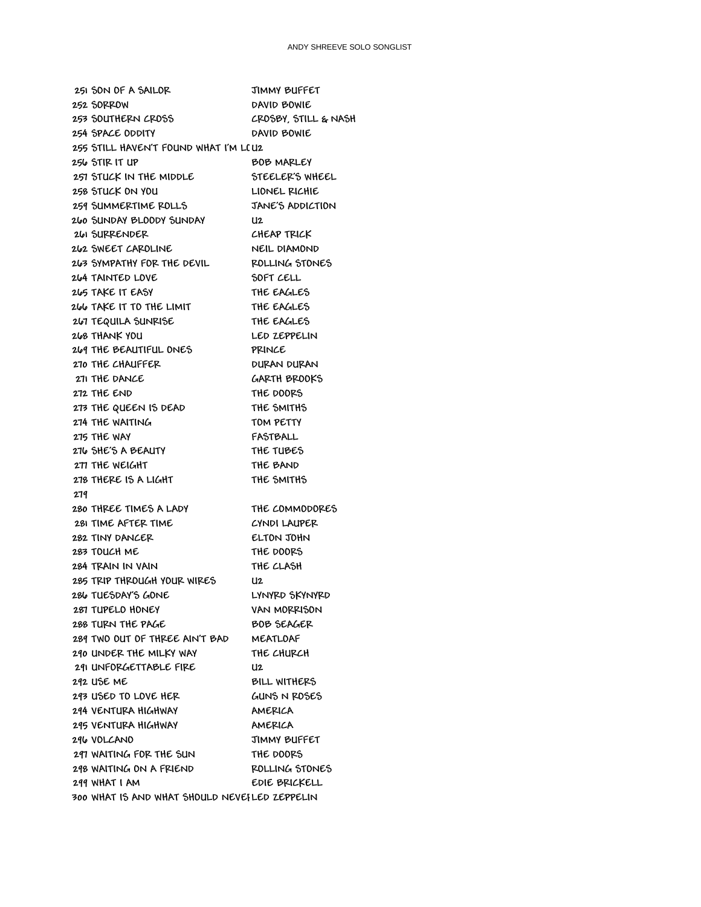| | | |
|---|---|---|
| 251 | SON OF A SAILOR | JIMMY BUFFET |
| 252 | SORROW | DAVID BOWIE |
| 253 | SOUTHERN CROSS | CROSBY, STILL & NASH |
| 254 | SPACE ODDITY | DAVID BOWIE |
| 255 | STILL HAVEN'T FOUND WHAT I'M LO | U2 |
| 256 | STIR IT UP | BOB MARLEY |
| 257 | STUCK IN THE MIDDLE | STEELER'S WHEEL |
| 258 | STUCK ON YOU | LIONEL RICHIE |
| 259 | SUMMERTIME ROLLS | JANE'S ADDICTION |
| 260 | SUNDAY BLOODY SUNDAY | U2 |
| 261 | SURRENDER | CHEAP TRICK |
| 262 | SWEET CAROLINE | NEIL DIAMOND |
| 263 | SYMPATHY FOR THE DEVIL | ROLLING STONES |
| 264 | TAINTED LOVE | SOFT CELL |
| 265 | TAKE IT EASY | THE EAGLES |
| 266 | TAKE IT TO THE LIMIT | THE EAGLES |
| 267 | TEQUILA SUNRISE | THE EAGLES |
| 268 | THANK YOU | LED ZEPPELIN |
| 269 | THE BEAUTIFUL ONES | PRINCE |
| 270 | THE CHAUFFER | DURAN DURAN |
| 271 | THE DANCE | GARTH BROOKS |
| 272 | THE END | THE DOORS |
| 273 | THE QUEEN IS DEAD | THE SMITHS |
| 274 | THE WAITING | TOM PETTY |
| 275 | THE WAY | FASTBALL |
| 276 | SHE'S A BEAUTY | THE TUBES |
| 277 | THE WEIGHT | THE BAND |
| 278 | THERE IS A LIGHT | THE SMITHS |
| 279 | | |
| 280 | THREE TIMES A LADY | THE COMMODORES |
| 281 | TIME AFTER TIME | CYNDI LAUPER |
| 282 | TINY DANCER | ELTON JOHN |
| 283 | TOUCH ME | THE DOORS |
| 284 | TRAIN IN VAIN | THE CLASH |
| 285 | TRIP THROUGH YOUR WIRES | U2 |
| 286 | TUESDAY'S GONE | LYNYRD SKYNYRD |
| 287 | TUPELO HONEY | VAN MORRISON |
| 288 | TURN THE PAGE | BOB SEAGER |
| 289 | TWO OUT OF THREE AIN'T BAD | MEATLOAF |
| 290 | UNDER THE MILKY WAY | THE CHURCH |
| 291 | UNFORGETTABLE FIRE | U2 |
| 292 | USE ME | BILL WITHERS |
| 293 | USED TO LOVE HER | GUNS N ROSES |
| 294 | VENTURA HIGHWAY | AMERICA |
| 295 | VENTURA HIGHWAY | AMERICA |
| 296 | VOLCANO | JIMMY BUFFET |
| 297 | WAITING FOR THE SUN | THE DOORS |
| 298 | WAITING ON A FRIEND | ROLLING STONES |
| 299 | WHAT I AM | EDIE BRICKELL |
| 300 | WHAT IS AND WHAT SHOULD NEVER | LED ZEPPELIN |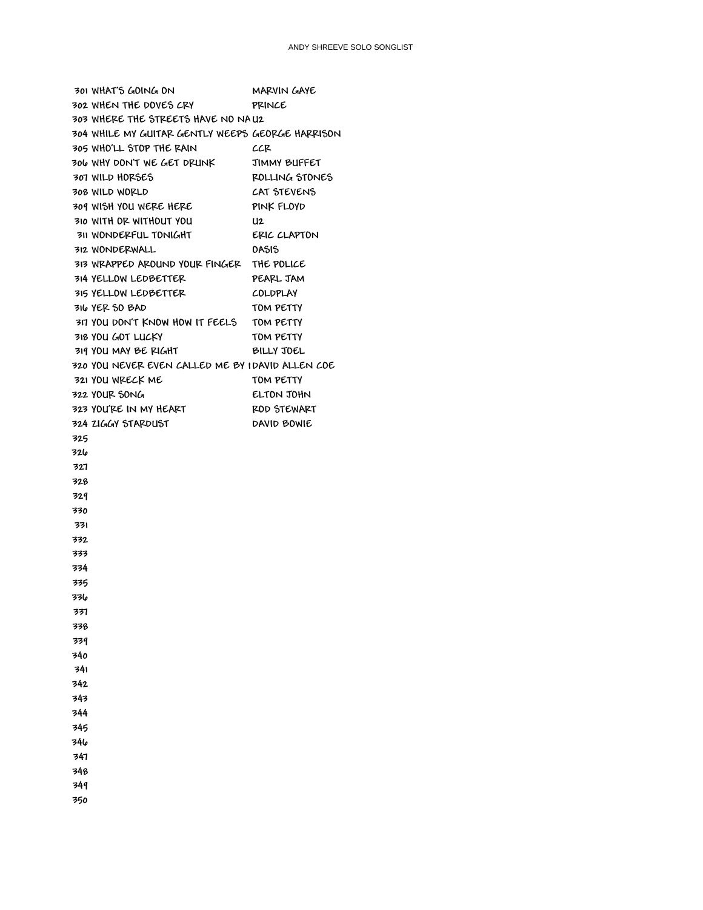| | | |
|---|---|---|
| 301 | WHAT'S GOING ON | MARVIN GAYE |
| 302 | WHEN THE DOVES CRY | PRINCE |
| 303 | WHERE THE STREETS HAVE NO NA | U2 |
| 304 | WHILE MY GUITAR GENTLY WEEPS | GEORGE HARRISON |
| 305 | WHO'LL STOP THE RAIN | CCR |
| 306 | WHY DON'T WE GET DRUNK | JIMMY BUFFET |
| 307 | WILD HORSES | ROLLING STONES |
| 308 | WILD WORLD | CAT STEVENS |
| 309 | WISH YOU WERE HERE | PINK FLOYD |
| 310 | WITH OR WITHOUT YOU | U2 |
| 311 | WONDERFUL TONIGHT | ERIC CLAPTON |
| 312 | WONDERWALL | OASIS |
| 313 | WRAPPED AROUND YOUR FINGER | THE POLICE |
| 314 | YELLOW LEDBETTER | PEARL JAM |
| 315 | YELLOW LEDBETTER | COLDPLAY |
| 316 | YER SO BAD | TOM PETTY |
| 317 | YOU DON'T KNOW HOW IT FEELS | TOM PETTY |
| 318 | YOU GOT LUCKY | TOM PETTY |
| 319 | YOU MAY BE RIGHT | BILLY JOEL |
| 320 | YOU NEVER EVEN CALLED ME BY I | DAVID ALLEN COE |
| 321 | YOU WRECK ME | TOM PETTY |
| 322 | YOUR SONG | ELTON JOHN |
| 323 | YOU'RE IN MY HEART | ROD STEWART |
| 324 | ZIGGY STARDUST | DAVID BOWIE |
| 325 | | |
| 326 | | |
| 327 | | |
| 328 | | |
| 329 | | |
| 330 | | |
| 331 | | |
| 332 | | |
| 333 | | |
| 334 | | |
| 335 | | |
| 336 | | |
| 337 | | |
| 338 | | |
| 339 | | |
| 340 | | |
| 341 | | |
| 342 | | |
| 343 | | |
| 344 | | |
| 345 | | |
| 346 | | |
| 347 | | |
| 348 | | |
| 349 | | |
| 350 | | |